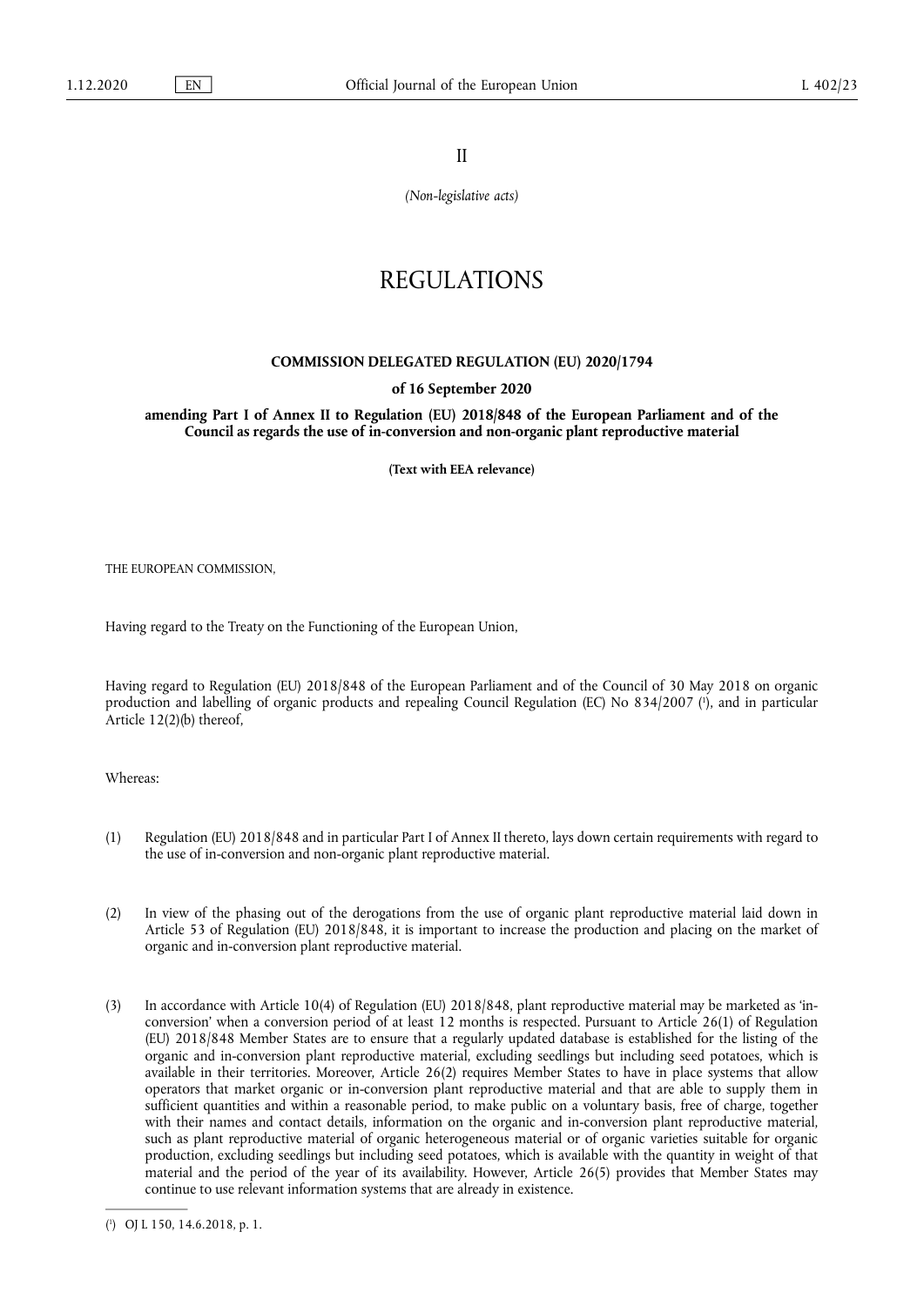II

*(Non-legislative acts)*

# REGULATIONS

## COMMISSION DELEGATED REGULATION (EU) 2020/1794

**of 16 September 2020**

**amending Part I of Annex II to Regulation (EU) 2018/848 of the European Parliament and of the Council as regards the use of in-conversion and non-organic plant reproductive material**

**(Text with EEA relevance)**

THE EUROPEAN COMMISSION,

Having regard to the Treaty on the Functioning of the European Union,

Having regard to Regulation (EU) 2018/848 of the European Parliament and of the Council of 30 May 2018 on organic production and labelling of organic products and repealing Council Regulation (EC) No 834/2007 [1], and in particular Article 12(2)(b) thereof,

Whereas:

(1) Regulation (EU) 2018/848 and in particular Part I of Annex II thereto, lays down certain requirements with regard to the use of in-conversion and non-organic plant reproductive material.

(2) In view of the phasing out of the derogations from the use of organic plant reproductive material laid down in Article 53 of Regulation (EU) 2018/848, it is important to increase the production and placing on the market of organic and in-conversion plant reproductive material.

(3) In accordance with Article 10(4) of Regulation (EU) 2018/848, plant reproductive material may be marketed as 'in-conversion' when a conversion period of at least 12 months is respected. Pursuant to Article 26(1) of Regulation (EU) 2018/848 Member States are to ensure that a regularly updated database is established for the listing of the organic and in-conversion plant reproductive material, excluding seedlings but including seed potatoes, which is available in their territories. Moreover, Article 26(2) requires Member States to have in place systems that allow operators that market organic or in-conversion plant reproductive material and that are able to supply them in sufficient quantities and within a reasonable period, to make public on a voluntary basis, free of charge, together with their names and contact details, information on the organic and in-conversion plant reproductive material, such as plant reproductive material of organic heterogeneous material or of organic varieties suitable for organic production, excluding seedlings but including seed potatoes, which is available with the quantity in weight of that material and the period of the year of its availability. However, Article 26(5) provides that Member States may continue to use relevant information systems that are already in existence.

---

[1] OJ L 150, 14.6.2018, p. 1.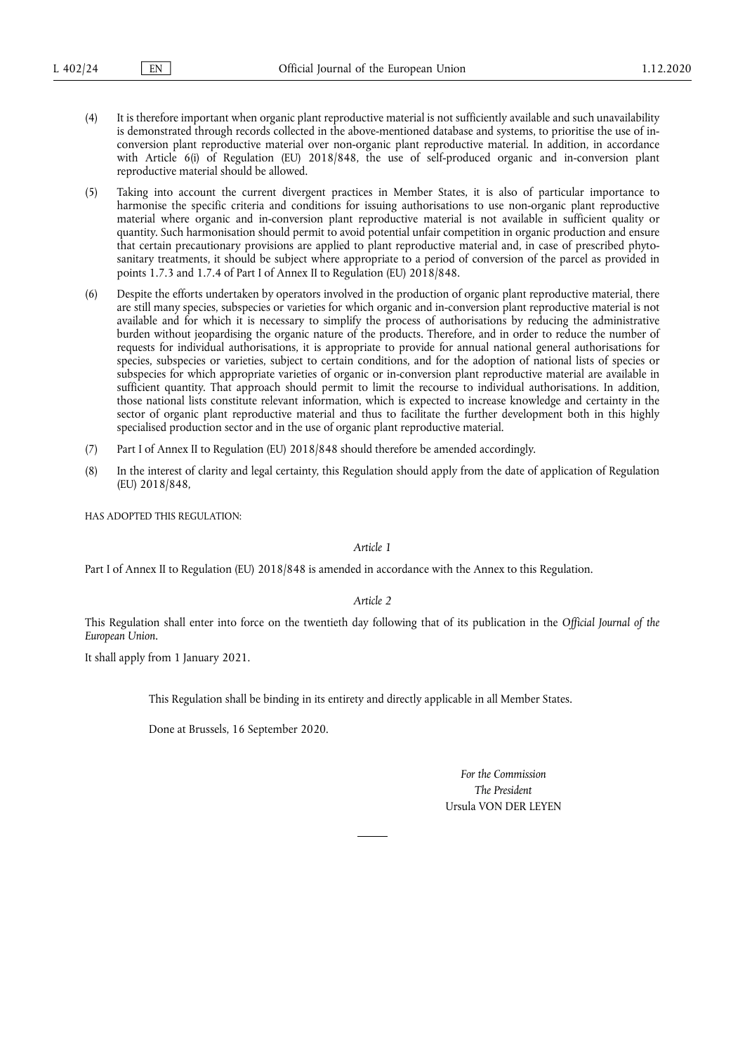(4) It is therefore important when organic plant reproductive material is not sufficiently available and such unavailability is demonstrated through records collected in the above-mentioned database and systems, to prioritise the use of in-conversion plant reproductive material over non-organic plant reproductive material. In addition, in accordance with Article 6(i) of Regulation (EU) 2018/848, the use of self-produced organic and in-conversion plant reproductive material should be allowed.

(5) Taking into account the current divergent practices in Member States, it is also of particular importance to harmonise the specific criteria and conditions for issuing authorisations to use non-organic plant reproductive material where organic and in-conversion plant reproductive material is not available in sufficient quality or quantity. Such harmonisation should permit to avoid potential unfair competition in organic production and ensure that certain precautionary provisions are applied to plant reproductive material and, in case of prescribed phyto-sanitary treatments, it should be subject where appropriate to a period of conversion of the parcel as provided in points 1.7.3 and 1.7.4 of Part I of Annex II to Regulation (EU) 2018/848.

(6) Despite the efforts undertaken by operators involved in the production of organic plant reproductive material, there are still many species, subspecies or varieties for which organic and in-conversion plant reproductive material is not available and for which it is necessary to simplify the process of authorisations by reducing the administrative burden without jeopardising the organic nature of the products. Therefore, and in order to reduce the number of requests for individual authorisations, it is appropriate to provide for annual national general authorisations for species, subspecies or varieties, subject to certain conditions, and for the adoption of national lists of species or subspecies for which appropriate varieties of organic or in-conversion plant reproductive material are available in sufficient quantity. That approach should permit to limit the recourse to individual authorisations. In addition, those national lists constitute relevant information, which is expected to increase knowledge and certainty in the sector of organic plant reproductive material and thus to facilitate the further development both in this highly specialised production sector and in the use of organic plant reproductive material.

(7) Part I of Annex II to Regulation (EU) 2018/848 should therefore be amended accordingly.

(8) In the interest of clarity and legal certainty, this Regulation should apply from the date of application of Regulation (EU) 2018/848,

HAS ADOPTED THIS REGULATION:

*Article 1*

Part I of Annex II to Regulation (EU) 2018/848 is amended in accordance with the Annex to this Regulation.

*Article 2*

This Regulation shall enter into force on the twentieth day following that of its publication in the *Official Journal of the European Union*.

It shall apply from 1 January 2021.

This Regulation shall be binding in its entirety and directly applicable in all Member States.

Done at Brussels, 16 September 2020.

*For the Commission*
*The President*
Ursula VON DER LEYEN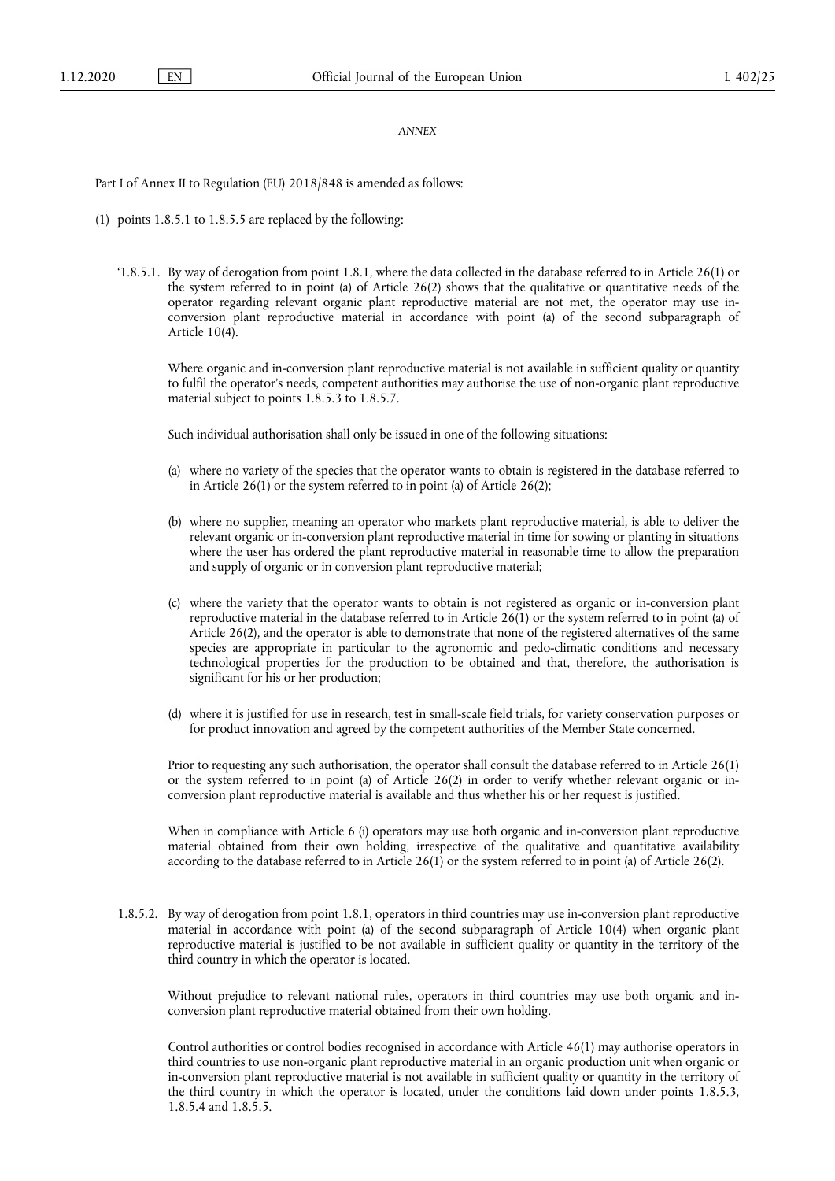*ANNEX*

Part I of Annex II to Regulation (EU) 2018/848 is amended as follows:

(1) points 1.8.5.1 to 1.8.5.5 are replaced by the following:

'1.8.5.1. By way of derogation from point 1.8.1, where the data collected in the database referred to in Article 26(1) or the system referred to in point (a) of Article 26(2) shows that the qualitative or quantitative needs of the operator regarding relevant organic plant reproductive material are not met, the operator may use in-conversion plant reproductive material in accordance with point (a) of the second subparagraph of Article 10(4).

Where organic and in-conversion plant reproductive material is not available in sufficient quality or quantity to fulfil the operator's needs, competent authorities may authorise the use of non-organic plant reproductive material subject to points 1.8.5.3 to 1.8.5.7.

Such individual authorisation shall only be issued in one of the following situations:

(a) where no variety of the species that the operator wants to obtain is registered in the database referred to in Article 26(1) or the system referred to in point (a) of Article 26(2);

(b) where no supplier, meaning an operator who markets plant reproductive material, is able to deliver the relevant organic or in-conversion plant reproductive material in time for sowing or planting in situations where the user has ordered the plant reproductive material in reasonable time to allow the preparation and supply of organic or in conversion plant reproductive material;

(c) where the variety that the operator wants to obtain is not registered as organic or in-conversion plant reproductive material in the database referred to in Article 26(1) or the system referred to in point (a) of Article 26(2), and the operator is able to demonstrate that none of the registered alternatives of the same species are appropriate in particular to the agronomic and pedo-climatic conditions and necessary technological properties for the production to be obtained and that, therefore, the authorisation is significant for his or her production;

(d) where it is justified for use in research, test in small-scale field trials, for variety conservation purposes or for product innovation and agreed by the competent authorities of the Member State concerned.

Prior to requesting any such authorisation, the operator shall consult the database referred to in Article 26(1) or the system referred to in point (a) of Article 26(2) in order to verify whether relevant organic or in-conversion plant reproductive material is available and thus whether his or her request is justified.

When in compliance with Article 6 (i) operators may use both organic and in-conversion plant reproductive material obtained from their own holding, irrespective of the qualitative and quantitative availability according to the database referred to in Article 26(1) or the system referred to in point (a) of Article 26(2).

1.8.5.2. By way of derogation from point 1.8.1, operators in third countries may use in-conversion plant reproductive material in accordance with point (a) of the second subparagraph of Article 10(4) when organic plant reproductive material is justified to be not available in sufficient quality or quantity in the territory of the third country in which the operator is located.

Without prejudice to relevant national rules, operators in third countries may use both organic and in-conversion plant reproductive material obtained from their own holding.

Control authorities or control bodies recognised in accordance with Article 46(1) may authorise operators in third countries to use non-organic plant reproductive material in an organic production unit when organic or in-conversion plant reproductive material is not available in sufficient quality or quantity in the territory of the third country in which the operator is located, under the conditions laid down under points 1.8.5.3, 1.8.5.4 and 1.8.5.5.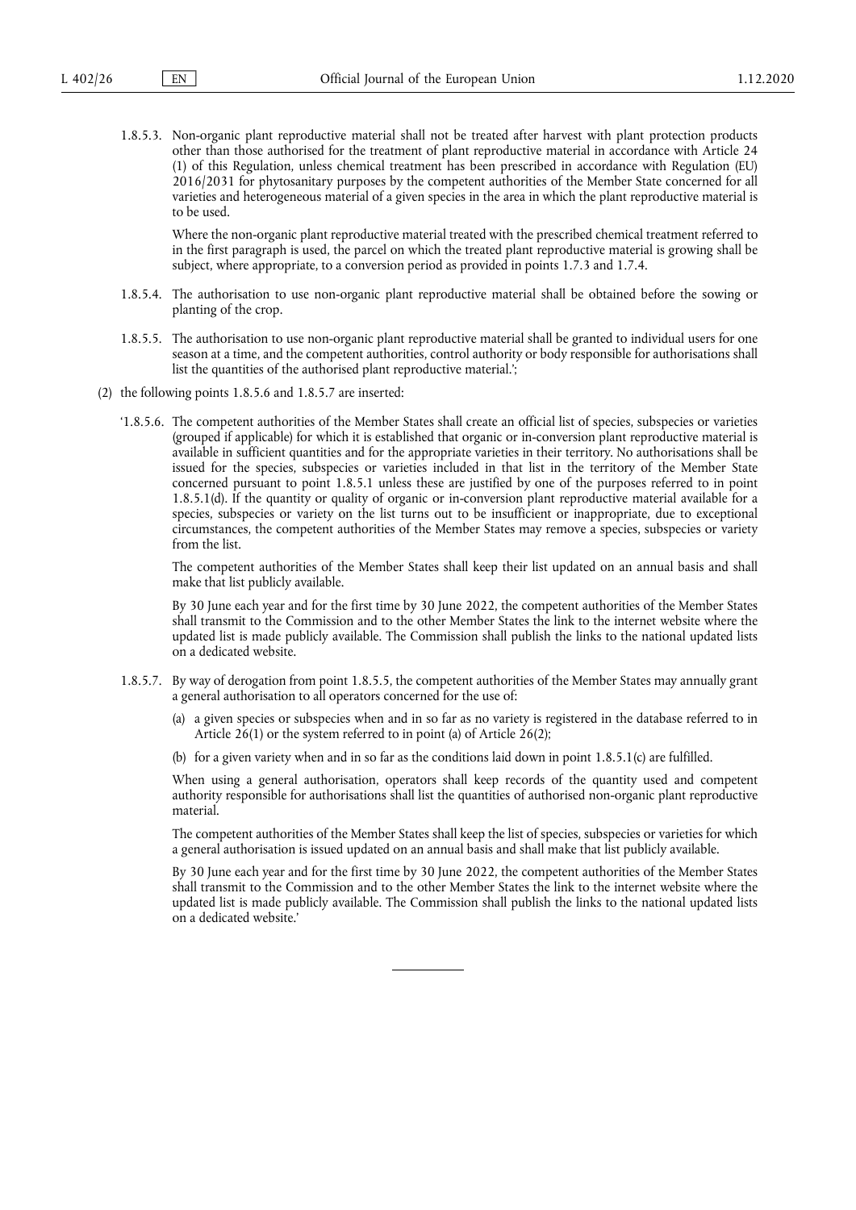1.8.5.3. Non-organic plant reproductive material shall not be treated after harvest with plant protection products other than those authorised for the treatment of plant reproductive material in accordance with Article 24 (1) of this Regulation, unless chemical treatment has been prescribed in accordance with Regulation (EU) 2016/2031 for phytosanitary purposes by the competent authorities of the Member State concerned for all varieties and heterogeneous material of a given species in the area in which the plant reproductive material is to be used.

Where the non-organic plant reproductive material treated with the prescribed chemical treatment referred to in the first paragraph is used, the parcel on which the treated plant reproductive material is growing shall be subject, where appropriate, to a conversion period as provided in points 1.7.3 and 1.7.4.

1.8.5.4. The authorisation to use non-organic plant reproductive material shall be obtained before the sowing or planting of the crop.

1.8.5.5. The authorisation to use non-organic plant reproductive material shall be granted to individual users for one season at a time, and the competent authorities, control authority or body responsible for authorisations shall list the quantities of the authorised plant reproductive material.';

(2) the following points 1.8.5.6 and 1.8.5.7 are inserted:

'1.8.5.6. The competent authorities of the Member States shall create an official list of species, subspecies or varieties (grouped if applicable) for which it is established that organic or in-conversion plant reproductive material is available in sufficient quantities and for the appropriate varieties in their territory. No authorisations shall be issued for the species, subspecies or varieties included in that list in the territory of the Member State concerned pursuant to point 1.8.5.1 unless these are justified by one of the purposes referred to in point 1.8.5.1(d). If the quantity or quality of organic or in-conversion plant reproductive material available for a species, subspecies or variety on the list turns out to be insufficient or inappropriate, due to exceptional circumstances, the competent authorities of the Member States may remove a species, subspecies or variety from the list.

The competent authorities of the Member States shall keep their list updated on an annual basis and shall make that list publicly available.

By 30 June each year and for the first time by 30 June 2022, the competent authorities of the Member States shall transmit to the Commission and to the other Member States the link to the internet website where the updated list is made publicly available. The Commission shall publish the links to the national updated lists on a dedicated website.

1.8.5.7. By way of derogation from point 1.8.5.5, the competent authorities of the Member States may annually grant a general authorisation to all operators concerned for the use of:

(a) a given species or subspecies when and in so far as no variety is registered in the database referred to in Article 26(1) or the system referred to in point (a) of Article 26(2);

(b) for a given variety when and in so far as the conditions laid down in point 1.8.5.1(c) are fulfilled.

When using a general authorisation, operators shall keep records of the quantity used and competent authority responsible for authorisations shall list the quantities of authorised non-organic plant reproductive material.

The competent authorities of the Member States shall keep the list of species, subspecies or varieties for which a general authorisation is issued updated on an annual basis and shall make that list publicly available.

By 30 June each year and for the first time by 30 June 2022, the competent authorities of the Member States shall transmit to the Commission and to the other Member States the link to the internet website where the updated list is made publicly available. The Commission shall publish the links to the national updated lists on a dedicated website.'